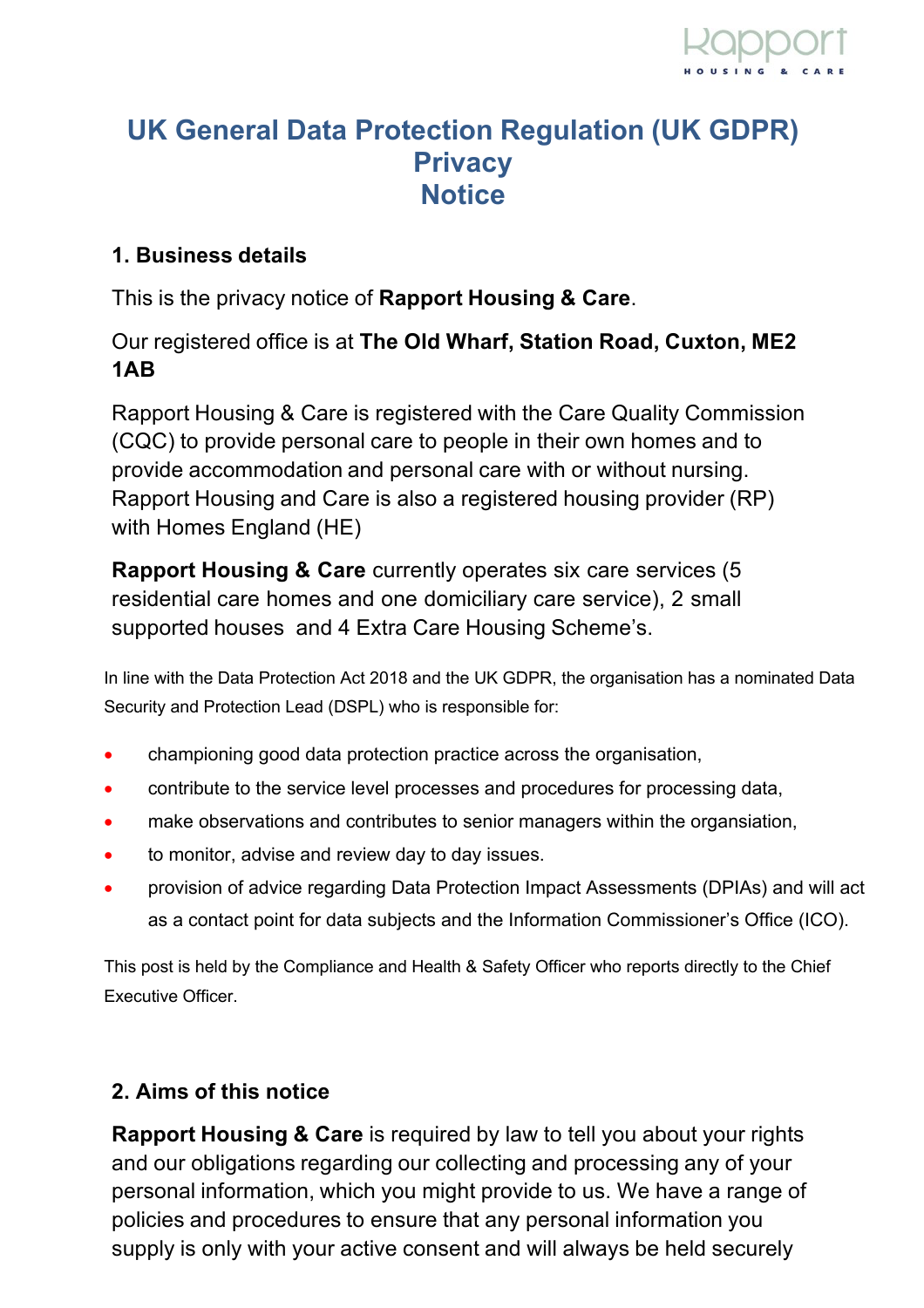# UK General Data Protection Regulation (UK GDPR) Privacy Notice

## 1. Business details

This is the privacy notice of **Rapport Housing & Care**.

Our registered office is at **The Old Wharf, Station Road, Cuxton, ME2 1AB**

Rapport Housing & Care is registered with the Care Quality Commission (CQC) to provide personal care to people in their own homes and to provide accommodation and personal care with or without nursing. Rapport Housing and Care is also a registered housing provider (RP) with Homes England (HE)

**Rapport Housing & Care** currently operates six care services (5 residential care homes and one domiciliary care service), 2 small supported houses and 4 Extra Care Housing Scheme's.

In line with the Data Protection Act 2018 and the UK GDPR, the organisation has a nominated Data Security and Protection Lead (DSPL) who is responsible for:

- championing good data protection practice across the organisation,
- contribute to the service level processes and procedures for processing data,
- make observations and contributes to senior managers within the organsiation,
- to monitor, advise and review day to day issues.
- provision of advice regarding Data Protection Impact Assessments (DPIAs) and will act as a contact point for data subjects and the Information Commissioner's Office (ICO).

This post is held by the Compliance and Health & Safety Officer who reports directly to the Chief Executive Officer.

## 2. Aims of this notice

**Rapport Housing & Care** is required by law to tell you about your rights and our obligations regarding our collecting and processing any of your personal information, which you might provide to us. We have a range of policies and procedures to ensure that any personal information you supply is only with your active consent and will always be held securely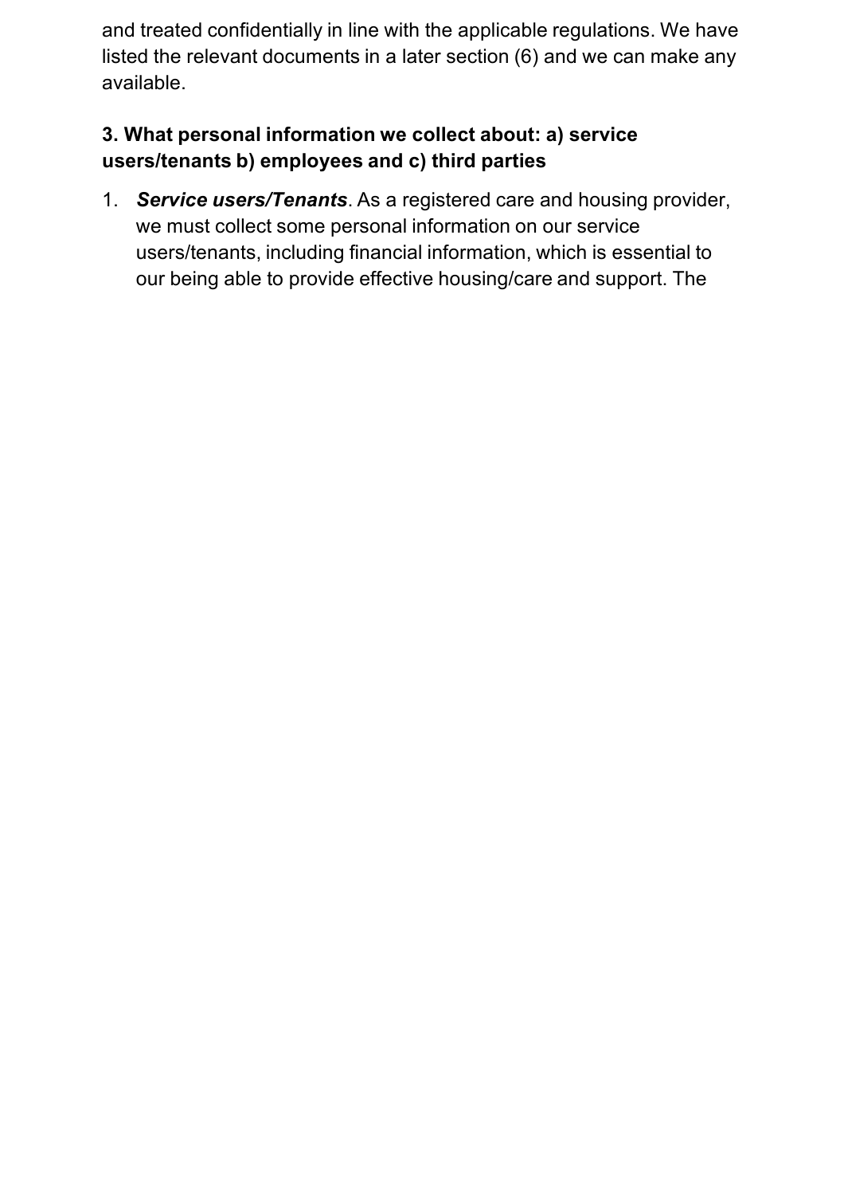and treated confidentially in line with the applicable regulations. We have listed the relevant documents in a later section (6) and we can make any available.

### 3. What personal information we collect about: a) service users/tenants b) employees and c) third parties

1. ***Service users/Tenants***. As a registered care and housing provider, we must collect some personal information on our service users/tenants, including financial information, which is essential to our being able to provide effective housing/care and support. The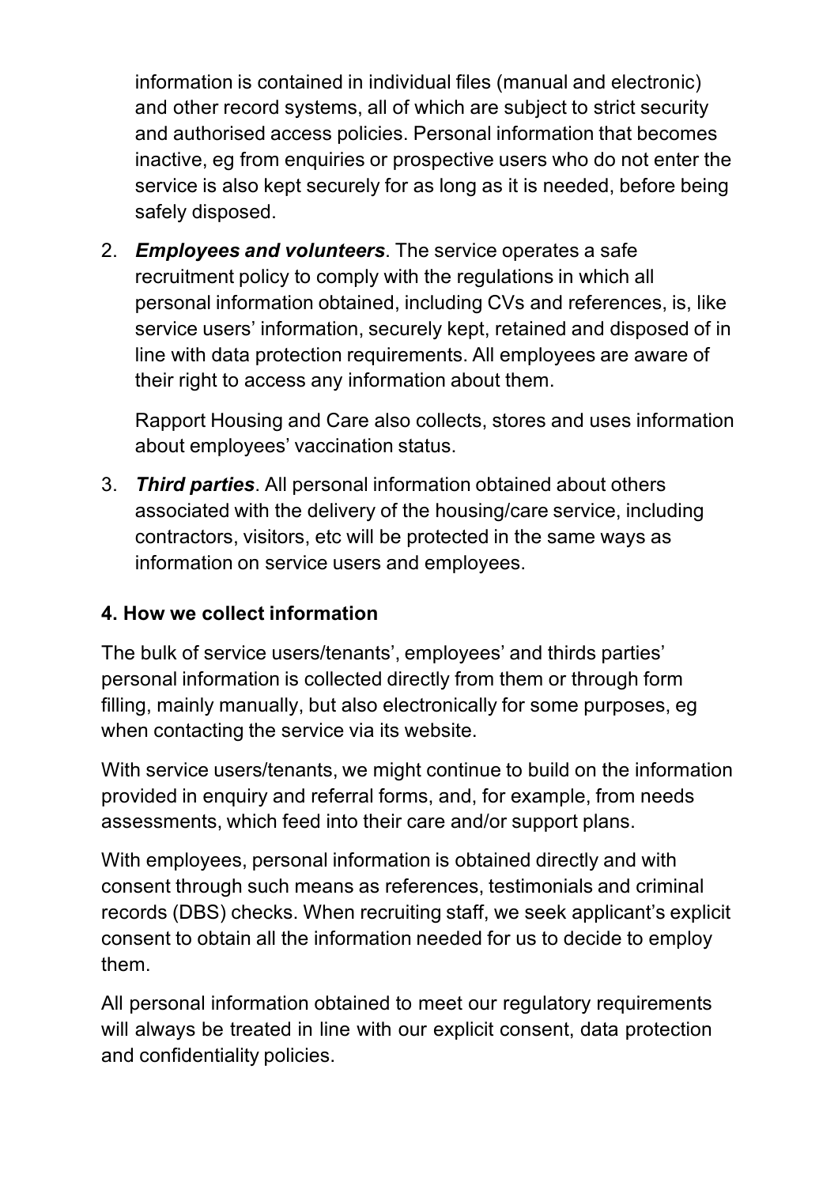information is contained in individual files (manual and electronic) and other record systems, all of which are subject to strict security and authorised access policies. Personal information that becomes inactive, eg from enquiries or prospective users who do not enter the service is also kept securely for as long as it is needed, before being safely disposed.

2. ***Employees and volunteers***. The service operates a safe recruitment policy to comply with the regulations in which all personal information obtained, including CVs and references, is, like service users' information, securely kept, retained and disposed of in line with data protection requirements. All employees are aware of their right to access any information about them.

   Rapport Housing and Care also collects, stores and uses information about employees' vaccination status.

3. ***Third parties***. All personal information obtained about others associated with the delivery of the housing/care service, including contractors, visitors, etc will be protected in the same ways as information on service users and employees.

### 4. How we collect information

The bulk of service users/tenants', employees' and thirds parties' personal information is collected directly from them or through form filling, mainly manually, but also electronically for some purposes, eg when contacting the service via its website.

With service users/tenants, we might continue to build on the information provided in enquiry and referral forms, and, for example, from needs assessments, which feed into their care and/or support plans.

With employees, personal information is obtained directly and with consent through such means as references, testimonials and criminal records (DBS) checks. When recruiting staff, we seek applicant's explicit consent to obtain all the information needed for us to decide to employ them.

All personal information obtained to meet our regulatory requirements will always be treated in line with our explicit consent, data protection and confidentiality policies.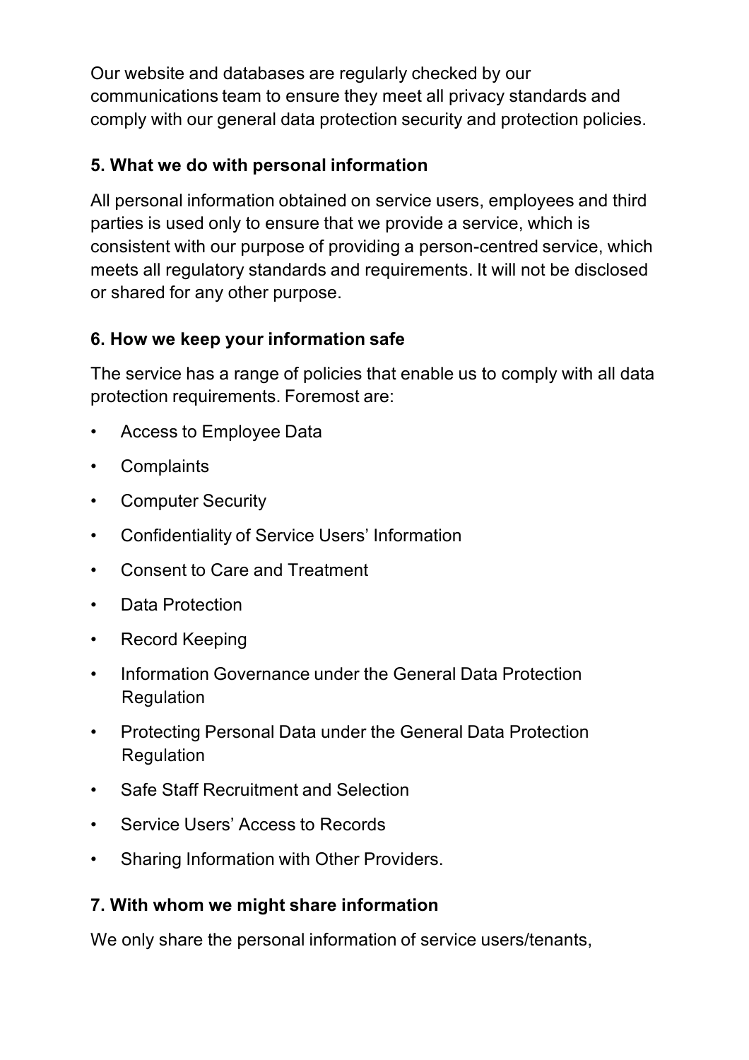Our website and databases are regularly checked by our communications team to ensure they meet all privacy standards and comply with our general data protection security and protection policies.

### 5. What we do with personal information

All personal information obtained on service users, employees and third parties is used only to ensure that we provide a service, which is consistent with our purpose of providing a person-centred service, which meets all regulatory standards and requirements. It will not be disclosed or shared for any other purpose.

### 6. How we keep your information safe

The service has a range of policies that enable us to comply with all data protection requirements. Foremost are:

- Access to Employee Data
- Complaints
- Computer Security
- Confidentiality of Service Users' Information
- Consent to Care and Treatment
- Data Protection
- Record Keeping
- Information Governance under the General Data Protection Regulation
- Protecting Personal Data under the General Data Protection Regulation
- Safe Staff Recruitment and Selection
- Service Users' Access to Records
- Sharing Information with Other Providers.

### 7. With whom we might share information

We only share the personal information of service users/tenants,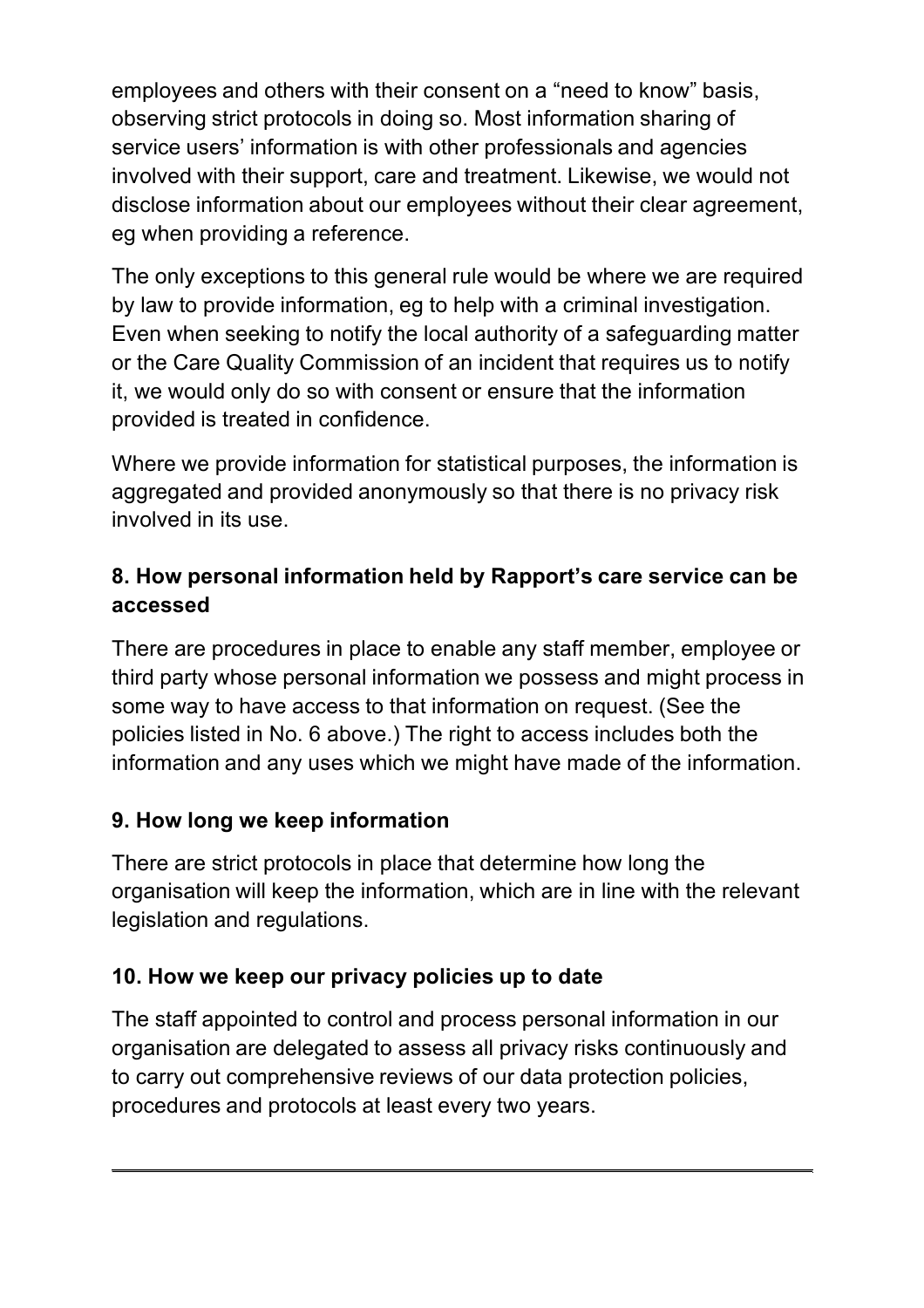employees and others with their consent on a “need to know” basis, observing strict protocols in doing so. Most information sharing of service users’ information is with other professionals and agencies involved with their support, care and treatment. Likewise, we would not disclose information about our employees without their clear agreement, eg when providing a reference.

The only exceptions to this general rule would be where we are required by law to provide information, eg to help with a criminal investigation. Even when seeking to notify the local authority of a safeguarding matter or the Care Quality Commission of an incident that requires us to notify it, we would only do so with consent or ensure that the information provided is treated in confidence.

Where we provide information for statistical purposes, the information is aggregated and provided anonymously so that there is no privacy risk involved in its use.

## 8. How personal information held by Rapport’s care service can be accessed

There are procedures in place to enable any staff member, employee or third party whose personal information we possess and might process in some way to have access to that information on request. (See the policies listed in No. 6 above.) The right to access includes both the information and any uses which we might have made of the information.

## 9. How long we keep information

There are strict protocols in place that determine how long the organisation will keep the information, which are in line with the relevant legislation and regulations.

## 10. How we keep our privacy policies up to date

The staff appointed to control and process personal information in our organisation are delegated to assess all privacy risks continuously and to carry out comprehensive reviews of our data protection policies, procedures and protocols at least every two years.